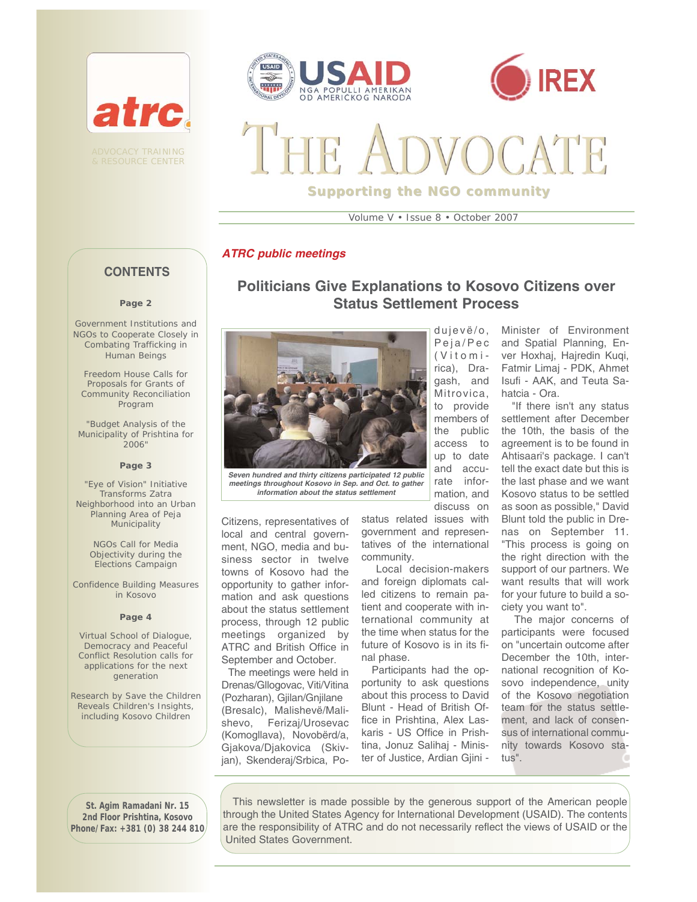atrc

ADVOCACY TRAINING & RESOURCE CENTER

USAID
NGA POPULLI AMERIKAN
OD AMERIČKOG NARODA

IREX

# THE ADVOCATE

**Supporting the NGO community**

Volume V • Issue 8 • October 2007

## CONTENTS

**Page 2**

Government Institutions and NGOs to Cooperate Closely in Combating Trafficking in Human Beings

Freedom House Calls for Proposals for Grants of Community Reconciliation Program

"Budget Analysis of the Municipality of Prishtina for 2006"

**Page 3**

"Eye of Vision" Initiative Transforms Zatra Neighborhood into an Urban Planning Area of Peja Municipality

NGOs Call for Media Objectivity during the Elections Campaign

Confidence Building Measures in Kosovo

**Page 4**

Virtual School of Dialogue, Democracy and Peaceful Conflict Resolution calls for applications for the next generation

Research by Save the Children Reveals Children's Insights, including Kosovo Children

***ATRC public meetings***

## Politicians Give Explanations to Kosovo Citizens over Status Settlement Process

*Seven hundred and thirty citizens participated 12 public meetings throughout Kosovo in Sep. and Oct. to gather information about the status settlement*

Citizens, representatives of local and central government, NGO, media and business sector in twelve towns of Kosovo had the opportunity to gather information and ask questions about the status settlement process, through 12 public meetings organized by ATRC and British Office in September and October.

The meetings were held in Drenas/Gllogovac, Viti/Vitina (Pozharan), Gjilan/Gnjilane (Bresalc), Malishevë/Malishevo, Ferizaj/Urosevac (Komogllava), Novobërd/a, Gjakova/Djakovica (Skivjan), Skenderaj/Srbica, Podujevë/o, Peja/Pec (Vitomirica), Dragash, and Mitrovica, to provide members of the public access to up to date and accurate information, and discuss on status related issues with government and representatives of the international community.

Local decision-makers and foreign diplomats called citizens to remain patient and cooperate with international community at the time when status for the future of Kosovo is in its final phase.

Participants had the opportunity to ask questions about this process to David Blunt - Head of British Office in Prishtina, Alex Laskaris - US Office in Prishtina, Jonuz Salihaj - Minister of Justice, Ardian Gjini - Minister of Environment and Spatial Planning, Enver Hoxhaj, Hajredin Kuqi, Fatmir Limaj - PDK, Ahmet Isufi - AAK, and Teuta Sahatcia - Ora.

"If there isn't any status settlement after December the 10th, the basis of the agreement is to be found in Ahtisaari's package. I can't tell the exact date but this is the last phase and we want Kosovo status to be settled as soon as possible," David Blunt told the public in Drenas on September 11. "This process is going on the right direction with the support of our partners. We want results that will work for your future to build a society you want to".

The major concerns of participants were focused on "uncertain outcome after December the 10th, international recognition of Kosovo independence, unity of the Kosovo negotiation team for the status settlement, and lack of consensus of international community towards Kosovo status".

**St. Agim Ramadani Nr. 15
2nd Floor Prishtina, Kosovo
Phone/Fax: +381 (0) 38 244 810**

This newsletter is made possible by the generous support of the American people through the United States Agency for International Development (USAID). The contents are the responsibility of ATRC and do not necessarily reflect the views of USAID or the United States Government.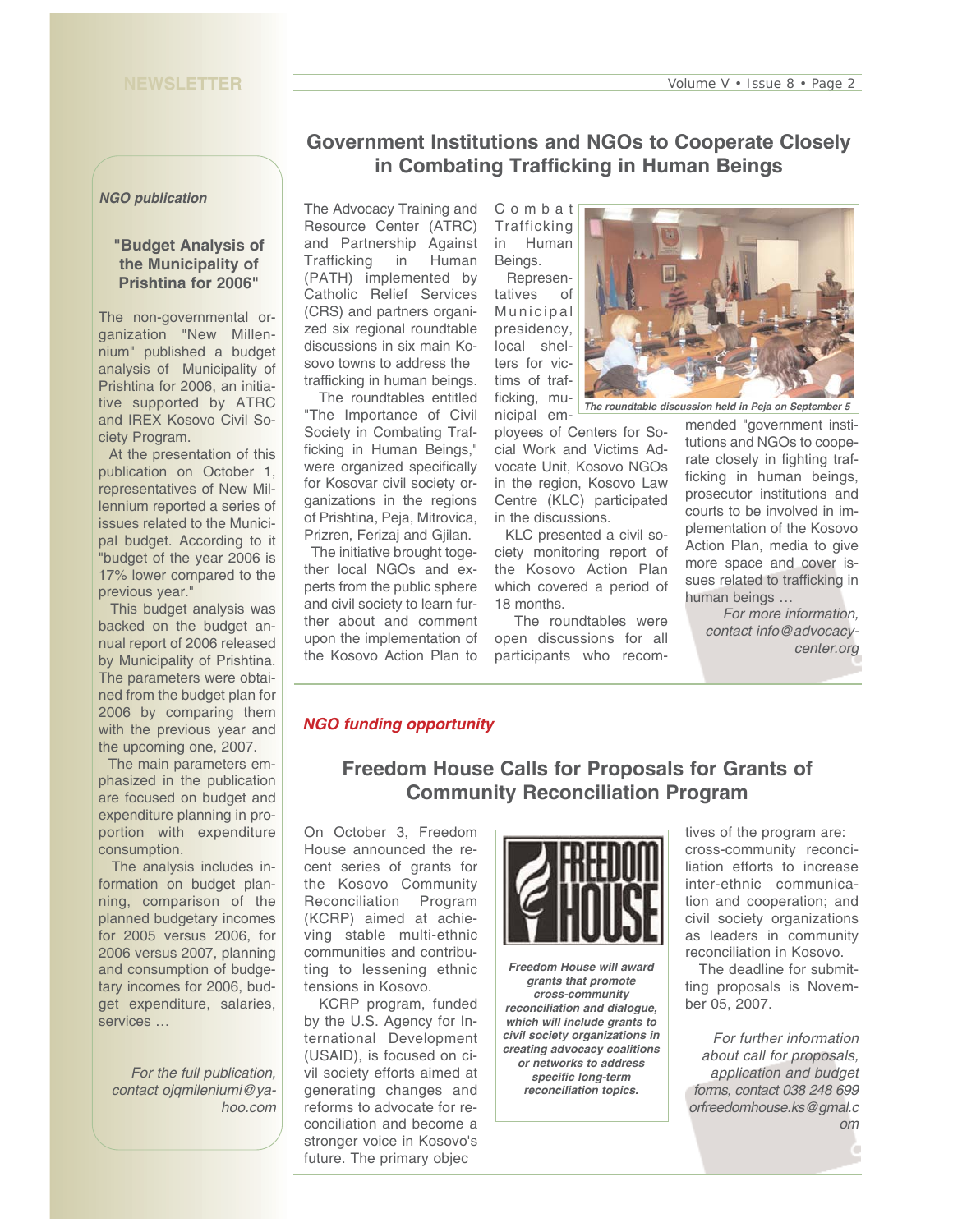*NGO publication*

### "Budget Analysis of the Municipality of Prishtina for 2006"

The non-governmental organization "New Millennium" published a budget analysis of Municipality of Prishtina for 2006, an initiative supported by ATRC and IREX Kosovo Civil Society Program.

At the presentation of this publication on October 1, representatives of New Millennium reported a series of issues related to the Municipal budget. According to it "budget of the year 2006 is 17% lower compared to the previous year."

This budget analysis was backed on the budget annual report of 2006 released by Municipality of Prishtina. The parameters were obtained from the budget plan for 2006 by comparing them with the previous year and the upcoming one, 2007.

The main parameters emphasized in the publication are focused on budget and expenditure planning in proportion with expenditure consumption.

The analysis includes information on budget planning, comparison of the planned budgetary incomes for 2005 versus 2006, for 2006 versus 2007, planning and consumption of budgetary incomes for 2006, budget expenditure, salaries, services …

*For the full publication, contact ojqmileniumi@yahoo.com*

## Government Institutions and NGOs to Cooperate Closely in Combating Trafficking in Human Beings

The Advocacy Training and Resource Center (ATRC) and Partnership Against Trafficking in Human (PATH) implemented by Catholic Relief Services (CRS) and partners organized six regional roundtable discussions in six main Kosovo towns to address the trafficking in human beings.

The roundtables entitled "The Importance of Civil Society in Combating Trafficking in Human Beings," were organized specifically for Kosovar civil society organizations in the regions of Prishtina, Peja, Mitrovica, Prizren, Ferizaj and Gjilan.

The initiative brought together local NGOs and experts from the public sphere and civil society to learn further about and comment upon the implementation of the Kosovo Action Plan to Combat Trafficking in Human Beings.

Representatives of Municipal presidency, local shelters for victims of trafficking, municipal employees of Centers for Social Work and Victims Advocate Unit, Kosovo NGOs in the region, Kosovo Law Centre (KLC) participated in the discussions.

*The roundtable discussion held in Peja on September 5*

KLC presented a civil society monitoring report of the Kosovo Action Plan which covered a period of 18 months.

The roundtables were open discussions for all participants who recommended "government institutions and NGOs to cooperate closely in fighting trafficking in human beings, prosecutor institutions and courts to be involved in implementation of the Kosovo Action Plan, media to give more space and cover issues related to trafficking in human beings …

*For more information, contact info@advocacy-center.org*

*NGO funding opportunity*

## Freedom House Calls for Proposals for Grants of Community Reconciliation Program

On October 3, Freedom House announced the recent series of grants for the Kosovo Community Reconciliation Program (KCRP) aimed at achieving stable multi-ethnic communities and contributing to lessening ethnic tensions in Kosovo.

KCRP program, funded by the U.S. Agency for International Development (USAID), is focused on civil society efforts aimed at generating changes and reforms to advocate for reconciliation and become a stronger voice in Kosovo's future. The primary objectives of the program are: cross-community reconciliation efforts to increase inter-ethnic communication and cooperation; and civil society organizations as leaders in community reconciliation in Kosovo.

***Freedom House will award grants that promote cross-community reconciliation and dialogue, which will include grants to civil society organizations in creating advocacy coalitions or networks to address specific long-term reconciliation topics.***

The deadline for submitting proposals is November 05, 2007.

*For further information about call for proposals, application and budget forms, contact 038 248 699 orfreedomhouse.ks@gmal.com*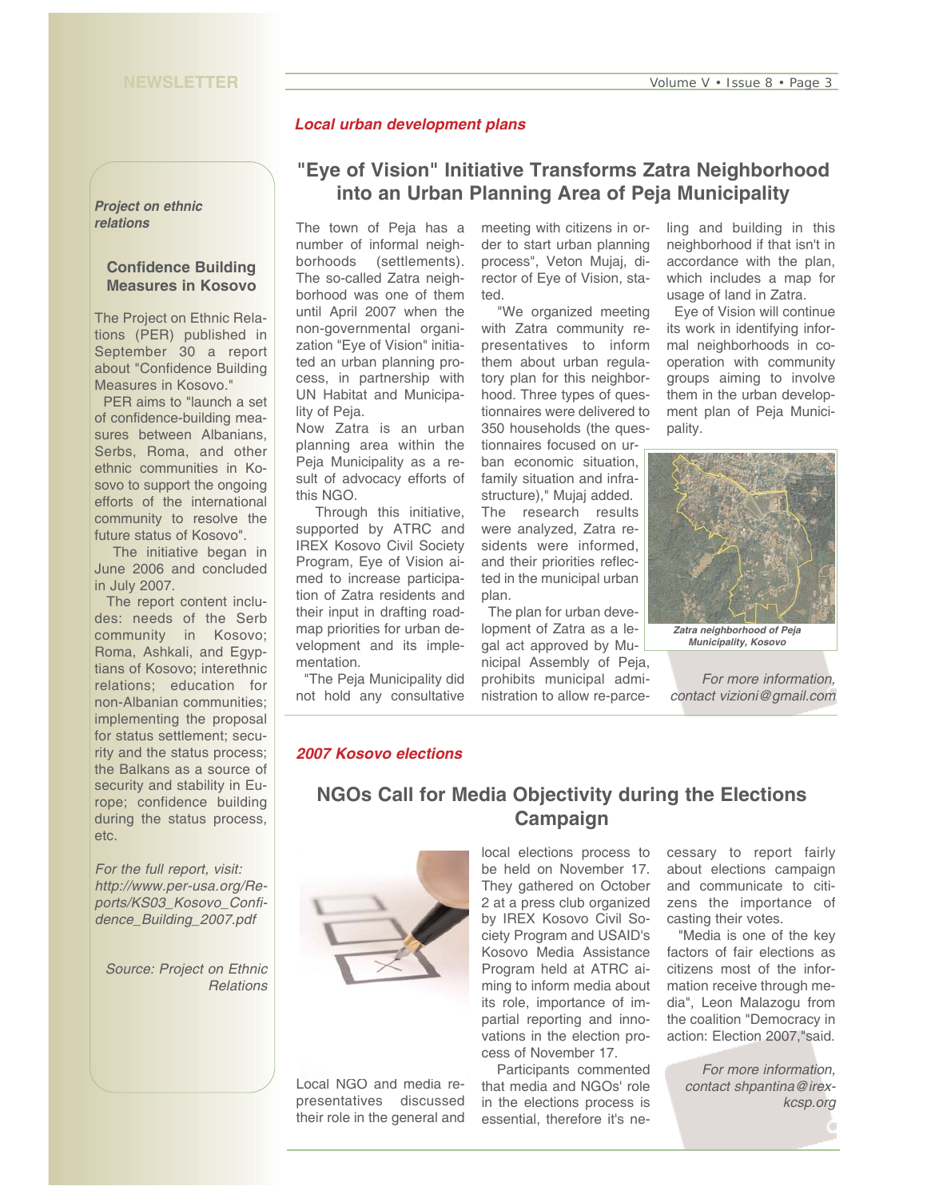## Local urban development plans

# "Eye of Vision" Initiative Transforms Zatra Neighborhood into an Urban Planning Area of Peja Municipality

The town of Peja has a number of informal neighborhoods (settlements). The so-called Zatra neighborhood was one of them until April 2007 when the non-governmental organization "Eye of Vision" initiated an urban planning process, in partnership with UN Habitat and Municipality of Peja.

Now Zatra is an urban planning area within the Peja Municipality as a result of advocacy efforts of this NGO.

Through this initiative, supported by ATRC and IREX Kosovo Civil Society Program, Eye of Vision aimed to increase participation of Zatra residents and their input in drafting roadmap priorities for urban development and its implementation.

"The Peja Municipality did not hold any consultative meeting with citizens in order to start urban planning process", Veton Mujaj, director of Eye of Vision, stated.

"We organized meeting with Zatra community representatives to inform them about urban regulatory plan for this neighborhood. Three types of questionnaires were delivered to 350 households (the questionnaires focused on urban economic situation, family situation and infrastructure)," Mujaj added.

The research results were analyzed, Zatra residents were informed, and their priorities reflected in the municipal urban plan.

The plan for urban development of Zatra as a legal act approved by Municipal Assembly of Peja, prohibits municipal administration to allow re-parceling and building in this neighborhood if that isn't in accordance with the plan, which includes a map for usage of land in Zatra.

Eye of Vision will continue its work in identifying informal neighborhoods in cooperation with community groups aiming to involve them in the urban development plan of Peja Municipality.

*Zatra neighborhood of Peja Municipality, Kosovo*

*For more information, contact vizioni@gmail.com*

## 2007 Kosovo elections

# NGOs Call for Media Objectivity during the Elections Campaign

Local NGO and media representatives discussed their role in the general and local elections process to be held on November 17. They gathered on October 2 at a press club organized by IREX Kosovo Civil Society Program and USAID's Kosovo Media Assistance Program held at ATRC aiming to inform media about its role, importance of impartial reporting and innovations in the election process of November 17.

Participants commented that media and NGOs' role in the elections process is essential, therefore it's necessary to report fairly about elections campaign and communicate to citizens the importance of casting their votes.

"Media is one of the key factors of fair elections as citizens most of the information receive through media", Leon Malazogu from the coalition "Democracy in action: Election 2007,"said.

*For more information, contact shpantina@irex-kcsp.org*

---

*Project on ethnic relations*

## Confidence Building Measures in Kosovo

The Project on Ethnic Relations (PER) published in September 30 a report about "Confidence Building Measures in Kosovo."

PER aims to "launch a set of confidence-building measures between Albanians, Serbs, Roma, and other ethnic communities in Kosovo to support the ongoing efforts of the international community to resolve the future status of Kosovo".

The initiative began in June 2006 and concluded in July 2007.

The report content includes: needs of the Serb community in Kosovo; Roma, Ashkali, and Egyptians of Kosovo; interethnic relations; education for non-Albanian communities; implementing the proposal for status settlement; security and the status process; the Balkans as a source of security and stability in Europe; confidence building during the status process, etc.

*For the full report, visit: http://www.per-usa.org/Reports/KS03_Kosovo_Confidence_Building_2007.pdf*

*Source: Project on Ethnic Relations*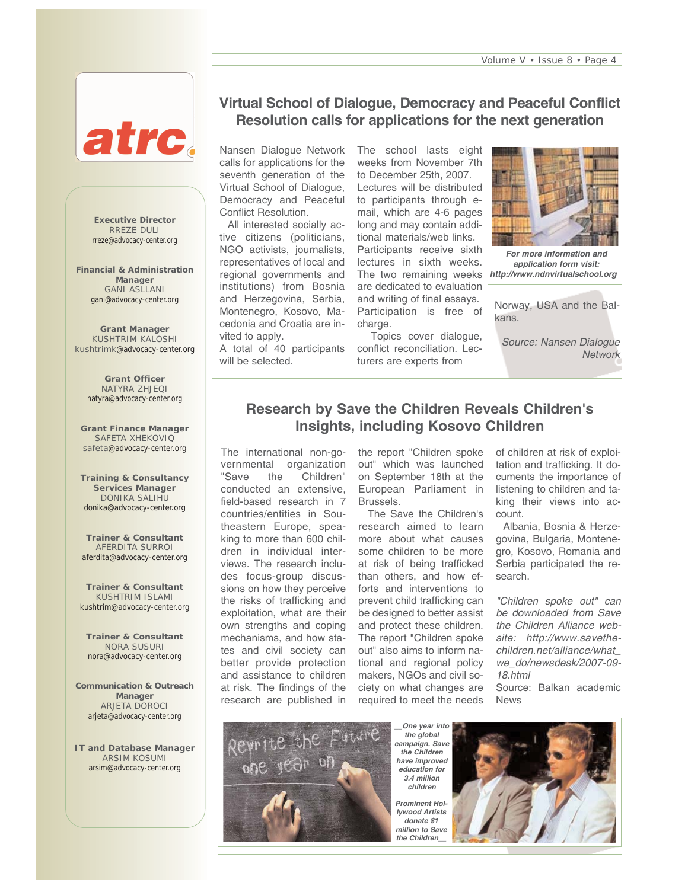atrc

**Executive Director**
RREZE DULI
rreze@advocacy-center.org

**Financial & Administration Manager**
GANI ASLLANI
gani@advocacy-center.org

**Grant Manager**
KUSHTRIM KALOSHI
kushtrimk@advocacy-center.org

**Grant Officer**
NATYRA ZHJEQI
natyra@advocacy-center.org

**Grant Finance Manager**
SAFETA XHEKOVIQ
safeta@advocacy-center.org

**Training & Consultancy Services Manager**
DONIKA SALIHU
donika@advocacy-center.org

**Trainer & Consultant**
AFERDITA SURROI
aferdita@advocacy-center.org

**Trainer & Consultant**
KUSHTRIM ISLAMI
kushtrim@advocacy-center.org

**Trainer & Consultant**
NORA SUSURI
nora@advocacy-center.org

**Communication & Outreach Manager**
ARJETA DOROCI
arjeta@advocacy-center.org

**IT and Database Manager**
ARSIM KOSUMI
arsim@advocacy-center.org

## Virtual School of Dialogue, Democracy and Peaceful Conflict Resolution calls for applications for the next generation

Nansen Dialogue Network calls for applications for the seventh generation of the Virtual School of Dialogue, Democracy and Peaceful Conflict Resolution.

All interested socially active citizens (politicians, NGO activists, journalists, representatives of local and regional governments and institutions) from Bosnia and Herzegovina, Serbia, Montenegro, Kosovo, Macedonia and Croatia are invited to apply.

A total of 40 participants will be selected.

The school lasts eight weeks from November 7th to December 25th, 2007. Lectures will be distributed to participants through e-mail, which are 4-6 pages long and may contain additional materials/web links. Participants receive sixth lectures in sixth weeks. The two remaining weeks are dedicated to evaluation and writing of final essays. Participation is free of charge.

Topics cover dialogue, conflict reconciliation. Lecturers are experts from Norway, USA and the Balkans.

*Source: Nansen Dialogue Network*

***For more information and application form visit: http://www.ndnvirtualschool.org***

## Research by Save the Children Reveals Children's Insights, including Kosovo Children

The international non-governmental organization "Save the Children" conducted an extensive, field-based research in 7 countries/entities in Southeastern Europe, speaking to more than 600 children in individual interviews. The research includes focus-group discussions on how they perceive the risks of trafficking and exploitation, what are their own strengths and coping mechanisms, and how states and civil society can better provide protection and assistance to children at risk. The findings of the research are published in the report "Children spoke out" which was launched on September 18th at the European Parliament in Brussels.

The Save the Children's research aimed to learn more about what causes some children to be more at risk of being trafficked than others, and how efforts and interventions to prevent child trafficking can be designed to better assist and protect these children. The report "Children spoke out" also aims to inform national and regional policy makers, NGOs and civil society on what changes are required to meet the needs of children at risk of exploitation and trafficking. It documents the importance of listening to children and taking their views into account.

Albania, Bosnia & Herzegovina, Bulgaria, Montenegro, Kosovo, Romania and Serbia participated the research.

*"Children spoke out" can be downloaded from Save the Children Alliance website: http://www.savethechildren.net/alliance/what_we_do/newsdesk/2007-09-18.html*

Source: Balkan academic News

***__One year into the global campaign, Save the Children have improved education for 3.4 million children***

***Prominent Hollywood Artists donate $1 million to Save the Children__***